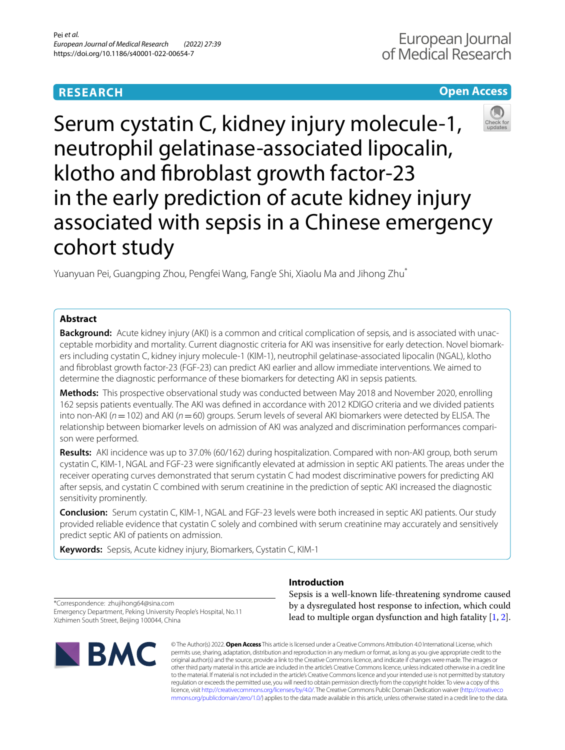RESEARCH

Open Access

# Serum cystatin C, kidney injury molecule-1, neutrophil gelatinase-associated lipocalin, klotho and fibroblast growth factor-23 in the early prediction of acute kidney injury associated with sepsis in a Chinese emergency cohort study

Yuanyuan Pei, Guangping Zhou, Pengfei Wang, Fang'e Shi, Xiaolu Ma and Jihong Zhu*

## Abstract

**Background:** Acute kidney injury (AKI) is a common and critical complication of sepsis, and is associated with unacceptable morbidity and mortality. Current diagnostic criteria for AKI was insensitive for early detection. Novel biomarkers including cystatin C, kidney injury molecule-1 (KIM-1), neutrophil gelatinase-associated lipocalin (NGAL), klotho and fibroblast growth factor-23 (FGF-23) can predict AKI earlier and allow immediate interventions. We aimed to determine the diagnostic performance of these biomarkers for detecting AKI in sepsis patients.

**Methods:** This prospective observational study was conducted between May 2018 and November 2020, enrolling 162 sepsis patients eventually. The AKI was defined in accordance with 2012 KDIGO criteria and we divided patients into non-AKI ($n=102$) and AKI ($n=60$) groups. Serum levels of several AKI biomarkers were detected by ELISA. The relationship between biomarker levels on admission of AKI was analyzed and discrimination performances comparison were performed.

**Results:** AKI incidence was up to 37.0% (60/162) during hospitalization. Compared with non-AKI group, both serum cystatin C, KIM-1, NGAL and FGF-23 were significantly elevated at admission in septic AKI patients. The areas under the receiver operating curves demonstrated that serum cystatin C had modest discriminative powers for predicting AKI after sepsis, and cystatin C combined with serum creatinine in the prediction of septic AKI increased the diagnostic sensitivity prominently.

**Conclusion:** Serum cystatin C, KIM-1, NGAL and FGF-23 levels were both increased in septic AKI patients. Our study provided reliable evidence that cystatin C solely and combined with serum creatinine may accurately and sensitively predict septic AKI of patients on admission.

**Keywords:** Sepsis, Acute kidney injury, Biomarkers, Cystatin C, KIM-1

## Introduction

Sepsis is a well-known life-threatening syndrome caused by a dysregulated host response to infection, which could lead to multiple organ dysfunction and high fatality [1, 2].

*Correspondence: zhujihong64@sina.com
Emergency Department, Peking University People's Hospital, No.11 Xizhimen South Street, Beijing 100044, China

© The Author(s) 2022. **Open Access** This article is licensed under a Creative Commons Attribution 4.0 International License, which permits use, sharing, adaptation, distribution and reproduction in any medium or format, as long as you give appropriate credit to the original author(s) and the source, provide a link to the Creative Commons licence, and indicate if changes were made. The images or other third party material in this article are included in the article's Creative Commons licence, unless indicated otherwise in a credit line to the material. If material is not included in the article's Creative Commons licence and your intended use is not permitted by statutory regulation or exceeds the permitted use, you will need to obtain permission directly from the copyright holder. To view a copy of this licence, visit http://creativecommons.org/licenses/by/4.0/. The Creative Commons Public Domain Dedication waiver (http://creativecommons.org/publicdomain/zero/1.0/) applies to the data made available in this article, unless otherwise stated in a credit line to the data.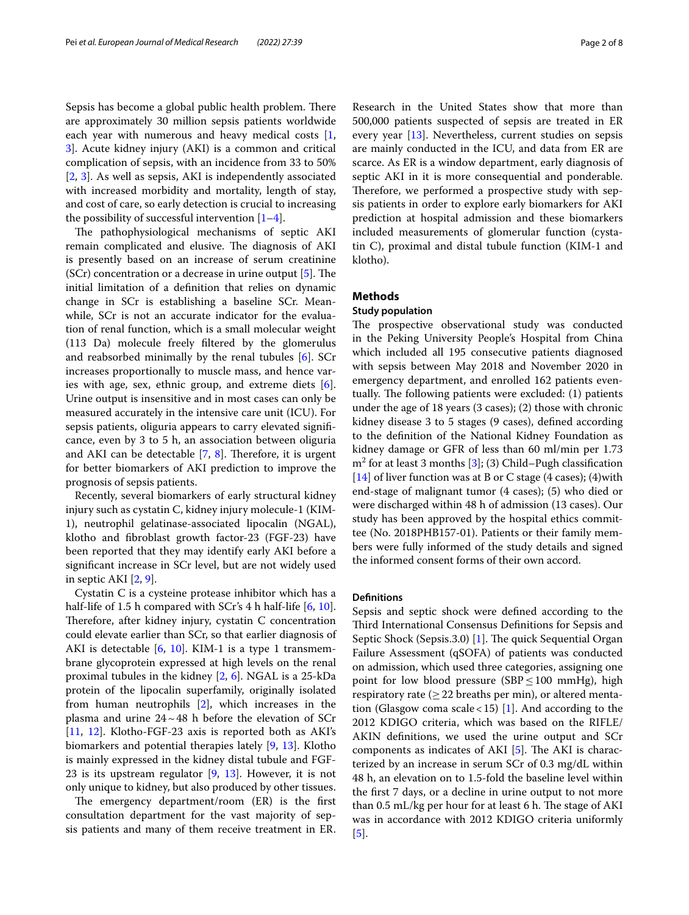Sepsis has become a global public health problem. There are approximately 30 million sepsis patients worldwide each year with numerous and heavy medical costs [1, 3]. Acute kidney injury (AKI) is a common and critical complication of sepsis, with an incidence from 33 to 50% [2, 3]. As well as sepsis, AKI is independently associated with increased morbidity and mortality, length of stay, and cost of care, so early detection is crucial to increasing the possibility of successful intervention [1–4].

The pathophysiological mechanisms of septic AKI remain complicated and elusive. The diagnosis of AKI is presently based on an increase of serum creatinine (SCr) concentration or a decrease in urine output [5]. The initial limitation of a definition that relies on dynamic change in SCr is establishing a baseline SCr. Meanwhile, SCr is not an accurate indicator for the evaluation of renal function, which is a small molecular weight (113 Da) molecule freely filtered by the glomerulus and reabsorbed minimally by the renal tubules [6]. SCr increases proportionally to muscle mass, and hence varies with age, sex, ethnic group, and extreme diets [6]. Urine output is insensitive and in most cases can only be measured accurately in the intensive care unit (ICU). For sepsis patients, oliguria appears to carry elevated significance, even by 3 to 5 h, an association between oliguria and AKI can be detectable [7, 8]. Therefore, it is urgent for better biomarkers of AKI prediction to improve the prognosis of sepsis patients.

Recently, several biomarkers of early structural kidney injury such as cystatin C, kidney injury molecule-1 (KIM-1), neutrophil gelatinase-associated lipocalin (NGAL), klotho and fibroblast growth factor-23 (FGF-23) have been reported that they may identify early AKI before a significant increase in SCr level, but are not widely used in septic AKI [2, 9].

Cystatin C is a cysteine protease inhibitor which has a half-life of 1.5 h compared with SCr's 4 h half-life [6, 10]. Therefore, after kidney injury, cystatin C concentration could elevate earlier than SCr, so that earlier diagnosis of AKI is detectable [6, 10]. KIM-1 is a type 1 transmembrane glycoprotein expressed at high levels on the renal proximal tubules in the kidney [2, 6]. NGAL is a 25-kDa protein of the lipocalin superfamily, originally isolated from human neutrophils [2], which increases in the plasma and urine 24 ~ 48 h before the elevation of SCr [11, 12]. Klotho-FGF-23 axis is reported both as AKI's biomarkers and potential therapies lately [9, 13]. Klotho is mainly expressed in the kidney distal tubule and FGF-23 is its upstream regulator [9, 13]. However, it is not only unique to kidney, but also produced by other tissues.

The emergency department/room (ER) is the first consultation department for the vast majority of sepsis patients and many of them receive treatment in ER. Research in the United States show that more than 500,000 patients suspected of sepsis are treated in ER every year [13]. Nevertheless, current studies on sepsis are mainly conducted in the ICU, and data from ER are scarce. As ER is a window department, early diagnosis of septic AKI in it is more consequential and ponderable. Therefore, we performed a prospective study with sepsis patients in order to explore early biomarkers for AKI prediction at hospital admission and these biomarkers included measurements of glomerular function (cystatin C), proximal and distal tubule function (KIM-1 and klotho).

## Methods

### Study population

The prospective observational study was conducted in the Peking University People's Hospital from China which included all 195 consecutive patients diagnosed with sepsis between May 2018 and November 2020 in emergency department, and enrolled 162 patients eventually. The following patients were excluded: (1) patients under the age of 18 years (3 cases); (2) those with chronic kidney disease 3 to 5 stages (9 cases), defined according to the definition of the National Kidney Foundation as kidney damage or GFR of less than 60 ml/min per 1.73 $m^2$ for at least 3 months [3]; (3) Child–Pugh classification [14] of liver function was at B or C stage (4 cases); (4)with end-stage of malignant tumor (4 cases); (5) who died or were discharged within 48 h of admission (13 cases). Our study has been approved by the hospital ethics committee (No. 2018PHB157-01). Patients or their family members were fully informed of the study details and signed the informed consent forms of their own accord.

### Definitions

Sepsis and septic shock were defined according to the Third International Consensus Definitions for Sepsis and Septic Shock (Sepsis.3.0) [1]. The quick Sequential Organ Failure Assessment (qSOFA) of patients was conducted on admission, which used three categories, assigning one point for low blood pressure (SBP ≤ 100 mmHg), high respiratory rate (≥ 22 breaths per min), or altered mentation (Glasgow coma scale < 15) [1]. And according to the 2012 KDIGO criteria, which was based on the RIFLE/AKIN definitions, we used the urine output and SCr components as indicates of AKI [5]. The AKI is characterized by an increase in serum SCr of 0.3 mg/dL within 48 h, an elevation on to 1.5-fold the baseline level within the first 7 days, or a decline in urine output to not more than 0.5 mL/kg per hour for at least 6 h. The stage of AKI was in accordance with 2012 KDIGO criteria uniformly [5].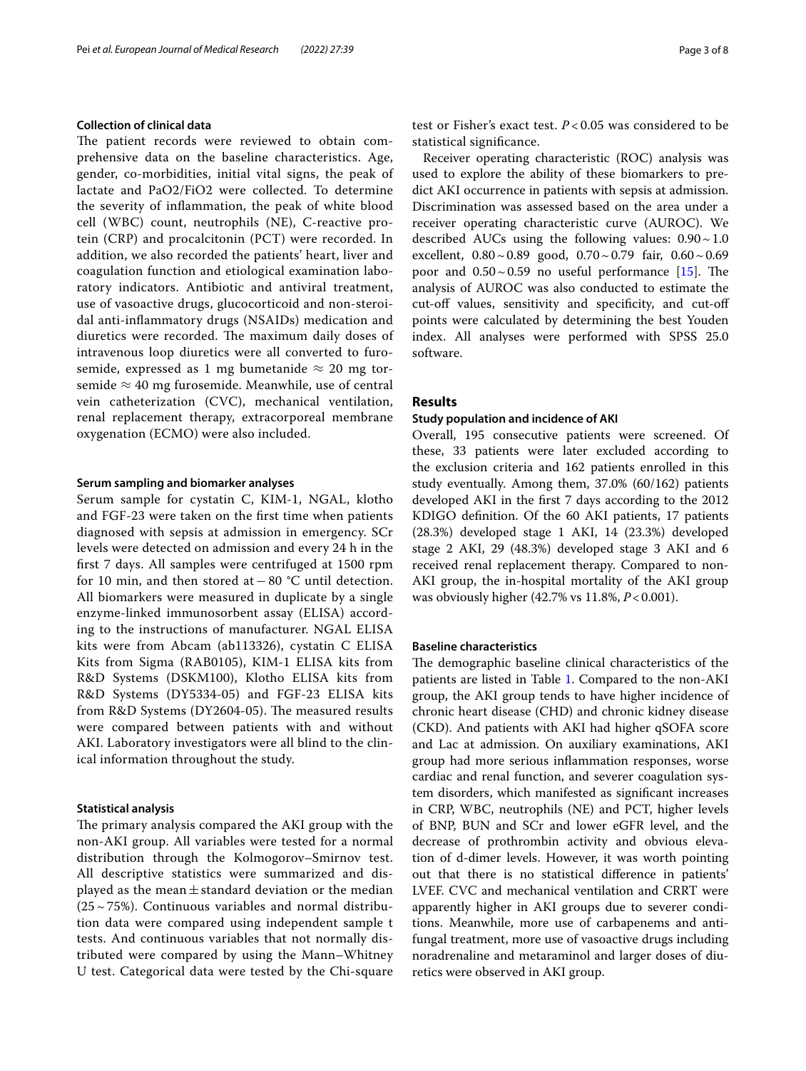### Collection of clinical data

The patient records were reviewed to obtain comprehensive data on the baseline characteristics. Age, gender, co-morbidities, initial vital signs, the peak of lactate and PaO2/FiO2 were collected. To determine the severity of inflammation, the peak of white blood cell (WBC) count, neutrophils (NE), C-reactive protein (CRP) and procalcitonin (PCT) were recorded. In addition, we also recorded the patients' heart, liver and coagulation function and etiological examination laboratory indicators. Antibiotic and antiviral treatment, use of vasoactive drugs, glucocorticoid and non-steroidal anti-inflammatory drugs (NSAIDs) medication and diuretics were recorded. The maximum daily doses of intravenous loop diuretics were all converted to furosemide, expressed as 1 mg bumetanide ≈ 20 mg torsemide ≈ 40 mg furosemide. Meanwhile, use of central vein catheterization (CVC), mechanical ventilation, renal replacement therapy, extracorporeal membrane oxygenation (ECMO) were also included.

### Serum sampling and biomarker analyses

Serum sample for cystatin C, KIM-1, NGAL, klotho and FGF-23 were taken on the first time when patients diagnosed with sepsis at admission in emergency. SCr levels were detected on admission and every 24 h in the first 7 days. All samples were centrifuged at 1500 rpm for 10 min, and then stored at − 80 °C until detection. All biomarkers were measured in duplicate by a single enzyme-linked immunosorbent assay (ELISA) according to the instructions of manufacturer. NGAL ELISA kits were from Abcam (ab113326), cystatin C ELISA Kits from Sigma (RAB0105), KIM-1 ELISA kits from R&D Systems (DSKM100), Klotho ELISA kits from R&D Systems (DY5334-05) and FGF-23 ELISA kits from R&D Systems (DY2604-05). The measured results were compared between patients with and without AKI. Laboratory investigators were all blind to the clinical information throughout the study.

### Statistical analysis

The primary analysis compared the AKI group with the non-AKI group. All variables were tested for a normal distribution through the Kolmogorov–Smirnov test. All descriptive statistics were summarized and displayed as the mean ± standard deviation or the median (25 ~ 75%). Continuous variables and normal distribution data were compared using independent sample t tests. And continuous variables that not normally distributed were compared by using the Mann–Whitney U test. Categorical data were tested by the Chi-square test or Fisher's exact test. $P < 0.05$ was considered to be statistical significance.

Receiver operating characteristic (ROC) analysis was used to explore the ability of these biomarkers to predict AKI occurrence in patients with sepsis at admission. Discrimination was assessed based on the area under a receiver operating characteristic curve (AUROC). We described AUCs using the following values: 0.90 ~ 1.0 excellent, 0.80 ~ 0.89 good, 0.70 ~ 0.79 fair, 0.60 ~ 0.69 poor and 0.50 ~ 0.59 no useful performance [15]. The analysis of AUROC was also conducted to estimate the cut-off values, sensitivity and specificity, and cut-off points were calculated by determining the best Youden index. All analyses were performed with SPSS 25.0 software.

## Results

### Study population and incidence of AKI

Overall, 195 consecutive patients were screened. Of these, 33 patients were later excluded according to the exclusion criteria and 162 patients enrolled in this study eventually. Among them, 37.0% (60/162) patients developed AKI in the first 7 days according to the 2012 KDIGO definition. Of the 60 AKI patients, 17 patients (28.3%) developed stage 1 AKI, 14 (23.3%) developed stage 2 AKI, 29 (48.3%) developed stage 3 AKI and 6 received renal replacement therapy. Compared to non-AKI group, the in-hospital mortality of the AKI group was obviously higher (42.7% vs 11.8%, $P < 0.001$).

### Baseline characteristics

The demographic baseline clinical characteristics of the patients are listed in Table 1. Compared to the non-AKI group, the AKI group tends to have higher incidence of chronic heart disease (CHD) and chronic kidney disease (CKD). And patients with AKI had higher qSOFA score and Lac at admission. On auxiliary examinations, AKI group had more serious inflammation responses, worse cardiac and renal function, and severer coagulation system disorders, which manifested as significant increases in CRP, WBC, neutrophils (NE) and PCT, higher levels of BNP, BUN and SCr and lower eGFR level, and the decrease of prothrombin activity and obvious elevation of d-dimer levels. However, it was worth pointing out that there is no statistical difference in patients' LVEF. CVC and mechanical ventilation and CRRT were apparently higher in AKI groups due to severer conditions. Meanwhile, more use of carbapenems and anti-fungal treatment, more use of vasoactive drugs including noradrenaline and metaraminol and larger doses of diuretics were observed in AKI group.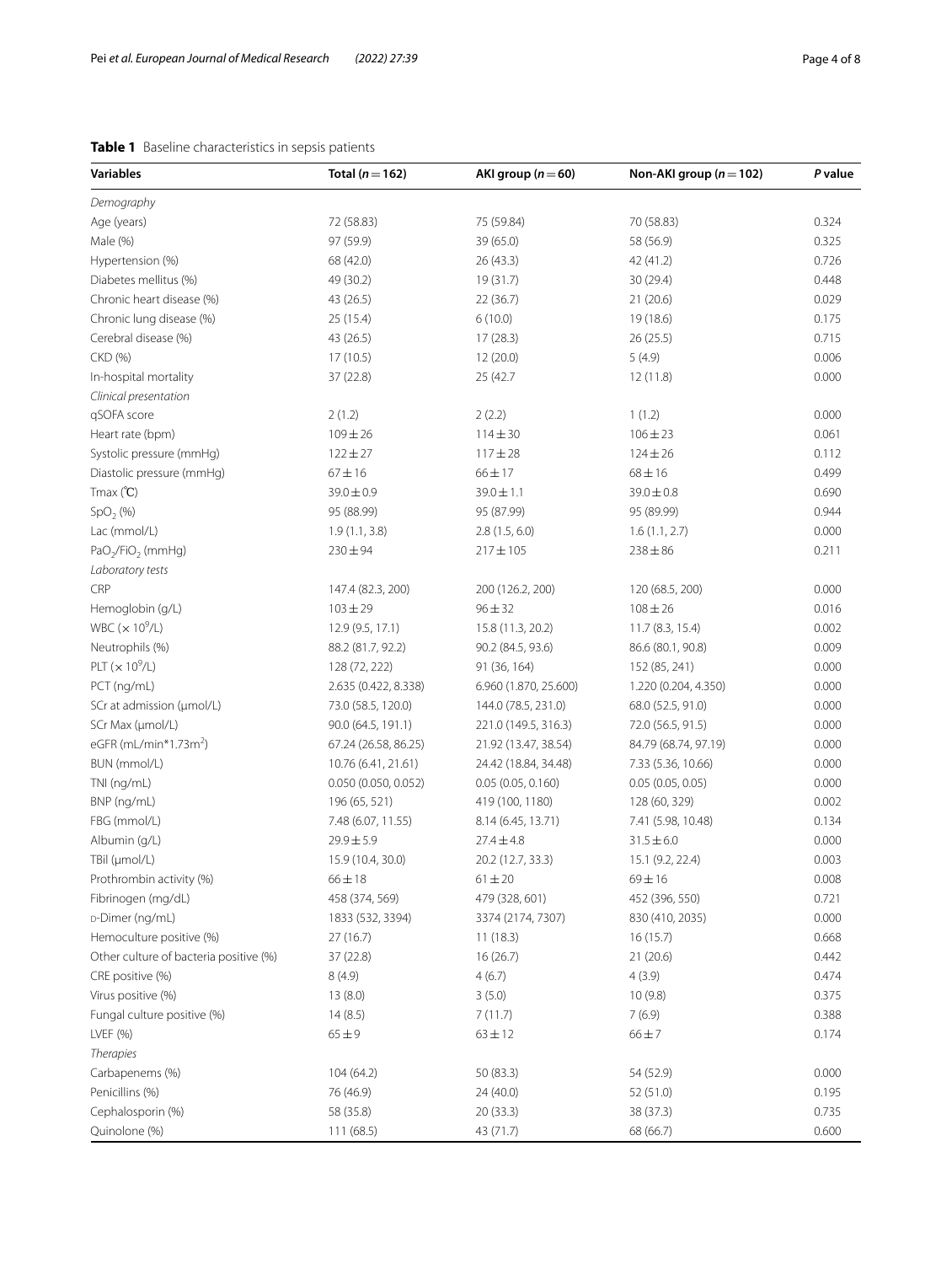**Table 1** Baseline characteristics in sepsis patients

| Variables | Total ($n=162$) | AKI group ($n=60$) | Non-AKI group ($n=102$) | *P* value |
|---|---|---|---|---|
| *Demography* | | | | |
| Age (years) | 72 (58.83) | 75 (59.84) | 70 (58.83) | 0.324 |
| Male (%) | 97 (59.9) | 39 (65.0) | 58 (56.9) | 0.325 |
| Hypertension (%) | 68 (42.0) | 26 (43.3) | 42 (41.2) | 0.726 |
| Diabetes mellitus (%) | 49 (30.2) | 19 (31.7) | 30 (29.4) | 0.448 |
| Chronic heart disease (%) | 43 (26.5) | 22 (36.7) | 21 (20.6) | 0.029 |
| Chronic lung disease (%) | 25 (15.4) | 6 (10.0) | 19 (18.6) | 0.175 |
| Cerebral disease (%) | 43 (26.5) | 17 (28.3) | 26 (25.5) | 0.715 |
| CKD (%) | 17 (10.5) | 12 (20.0) | 5 (4.9) | 0.006 |
| In-hospital mortality | 37 (22.8) | 25 (42.7 | 12 (11.8) | 0.000 |
| *Clinical presentation* | | | | |
| qSOFA score | 2 (1.2) | 2 (2.2) | 1 (1.2) | 0.000 |
| Heart rate (bpm) | 109 ± 26 | 114 ± 30 | 106 ± 23 | 0.061 |
| Systolic pressure (mmHg) | 122 ± 27 | 117 ± 28 | 124 ± 26 | 0.112 |
| Diastolic pressure (mmHg) | 67 ± 16 | 66 ± 17 | 68 ± 16 | 0.499 |
| Tmax (℃) | 39.0 ± 0.9 | 39.0 ± 1.1 | 39.0 ± 0.8 | 0.690 |
| $SpO_2$ (%) | 95 (88.99) | 95 (87.99) | 95 (89.99) | 0.944 |
| Lac (mmol/L) | 1.9 (1.1, 3.8) | 2.8 (1.5, 6.0) | 1.6 (1.1, 2.7) | 0.000 |
| $PaO_2/FiO_2$ (mmHg) | 230 ± 94 | 217 ± 105 | 238 ± 86 | 0.211 |
| *Laboratory tests* | | | | |
| CRP | 147.4 (82.3, 200) | 200 (126.2, 200) | 120 (68.5, 200) | 0.000 |
| Hemoglobin (g/L) | 103 ± 29 | 96 ± 32 | 108 ± 26 | 0.016 |
| WBC ($\times 10^9$/L) | 12.9 (9.5, 17.1) | 15.8 (11.3, 20.2) | 11.7 (8.3, 15.4) | 0.002 |
| Neutrophils (%) | 88.2 (81.7, 92.2) | 90.2 (84.5, 93.6) | 86.6 (80.1, 90.8) | 0.009 |
| PLT ($\times 10^9$/L) | 128 (72, 222) | 91 (36, 164) | 152 (85, 241) | 0.000 |
| PCT (ng/mL) | 2.635 (0.422, 8.338) | 6.960 (1.870, 25.600) | 1.220 (0.204, 4.350) | 0.000 |
| SCr at admission (μmol/L) | 73.0 (58.5, 120.0) | 144.0 (78.5, 231.0) | 68.0 (52.5, 91.0) | 0.000 |
| SCr Max (μmol/L) | 90.0 (64.5, 191.1) | 221.0 (149.5, 316.3) | 72.0 (56.5, 91.5) | 0.000 |
| eGFR (mL/min*1.73m$^2$) | 67.24 (26.58, 86.25) | 21.92 (13.47, 38.54) | 84.79 (68.74, 97.19) | 0.000 |
| BUN (mmol/L) | 10.76 (6.41, 21.61) | 24.42 (18.84, 34.48) | 7.33 (5.36, 10.66) | 0.000 |
| TNI (ng/mL) | 0.050 (0.050, 0.052) | 0.05 (0.05, 0.160) | 0.05 (0.05, 0.05) | 0.000 |
| BNP (ng/mL) | 196 (65, 521) | 419 (100, 1180) | 128 (60, 329) | 0.002 |
| FBG (mmol/L) | 7.48 (6.07, 11.55) | 8.14 (6.45, 13.71) | 7.41 (5.98, 10.48) | 0.134 |
| Albumin (g/L) | 29.9 ± 5.9 | 27.4 ± 4.8 | 31.5 ± 6.0 | 0.000 |
| TBil (μmol/L) | 15.9 (10.4, 30.0) | 20.2 (12.7, 33.3) | 15.1 (9.2, 22.4) | 0.003 |
| Prothrombin activity (%) | 66 ± 18 | 61 ± 20 | 69 ± 16 | 0.008 |
| Fibrinogen (mg/dL) | 458 (374, 569) | 479 (328, 601) | 452 (396, 550) | 0.721 |
| D-Dimer (ng/mL) | 1833 (532, 3394) | 3374 (2174, 7307) | 830 (410, 2035) | 0.000 |
| Hemoculture positive (%) | 27 (16.7) | 11 (18.3) | 16 (15.7) | 0.668 |
| Other culture of bacteria positive (%) | 37 (22.8) | 16 (26.7) | 21 (20.6) | 0.442 |
| CRE positive (%) | 8 (4.9) | 4 (6.7) | 4 (3.9) | 0.474 |
| Virus positive (%) | 13 (8.0) | 3 (5.0) | 10 (9.8) | 0.375 |
| Fungal culture positive (%) | 14 (8.5) | 7 (11.7) | 7 (6.9) | 0.388 |
| LVEF (%) | 65 ± 9 | 63 ± 12 | 66 ± 7 | 0.174 |
| *Therapies* | | | | |
| Carbapenems (%) | 104 (64.2) | 50 (83.3) | 54 (52.9) | 0.000 |
| Penicillins (%) | 76 (46.9) | 24 (40.0) | 52 (51.0) | 0.195 |
| Cephalosporin (%) | 58 (35.8) | 20 (33.3) | 38 (37.3) | 0.735 |
| Quinolone (%) | 111 (68.5) | 43 (71.7) | 68 (66.7) | 0.600 |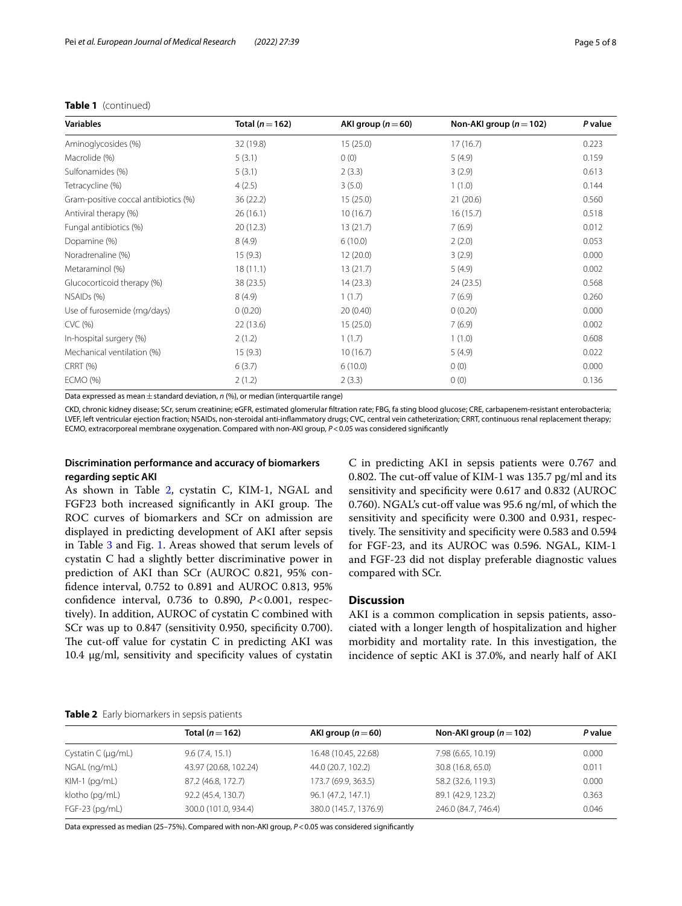**Table 1** (continued)

| Variables | Total ($n=162$) | AKI group ($n=60$) | Non-AKI group ($n=102$) | *P* value |
|---|---|---|---|---|
| Aminoglycosides (%) | 32 (19.8) | 15 (25.0) | 17 (16.7) | 0.223 |
| Macrolide (%) | 5 (3.1) | 0 (0) | 5 (4.9) | 0.159 |
| Sulfonamides (%) | 5 (3.1) | 2 (3.3) | 3 (2.9) | 0.613 |
| Tetracycline (%) | 4 (2.5) | 3 (5.0) | 1 (1.0) | 0.144 |
| Gram-positive coccal antibiotics (%) | 36 (22.2) | 15 (25.0) | 21 (20.6) | 0.560 |
| Antiviral therapy (%) | 26 (16.1) | 10 (16.7) | 16 (15.7) | 0.518 |
| Fungal antibiotics (%) | 20 (12.3) | 13 (21.7) | 7 (6.9) | 0.012 |
| Dopamine (%) | 8 (4.9) | 6 (10.0) | 2 (2.0) | 0.053 |
| Noradrenaline (%) | 15 (9.3) | 12 (20.0) | 3 (2.9) | 0.000 |
| Metaraminol (%) | 18 (11.1) | 13 (21.7) | 5 (4.9) | 0.002 |
| Glucocorticoid therapy (%) | 38 (23.5) | 14 (23.3) | 24 (23.5) | 0.568 |
| NSAIDs (%) | 8 (4.9) | 1 (1.7) | 7 (6.9) | 0.260 |
| Use of furosemide (mg/days) | 0 (0.20) | 20 (0.40) | 0 (0.20) | 0.000 |
| CVC (%) | 22 (13.6) | 15 (25.0) | 7 (6.9) | 0.002 |
| In-hospital surgery (%) | 2 (1.2) | 1 (1.7) | 1 (1.0) | 0.608 |
| Mechanical ventilation (%) | 15 (9.3) | 10 (16.7) | 5 (4.9) | 0.022 |
| CRRT (%) | 6 (3.7) | 6 (10.0) | 0 (0) | 0.000 |
| ECMO (%) | 2 (1.2) | 2 (3.3) | 0 (0) | 0.136 |

Data expressed as mean ± standard deviation, *n* (%), or median (interquartile range)

CKD, chronic kidney disease; SCr, serum creatinine; eGFR, estimated glomerular filtration rate; FBG, fa sting blood glucose; CRE, carbapenem-resistant enterobacteria; LVEF, left ventricular ejection fraction; NSAIDs, non-steroidal anti-inflammatory drugs; CVC, central vein catheterization; CRRT, continuous renal replacement therapy; ECMO, extracorporeal membrane oxygenation. Compared with non-AKI group, $P<0.05$ was considered significantly

### Discrimination performance and accuracy of biomarkers regarding septic AKI

As shown in Table 2, cystatin C, KIM-1, NGAL and FGF23 both increased significantly in AKI group. The ROC curves of biomarkers and SCr on admission are displayed in predicting development of AKI after sepsis in Table 3 and Fig. 1. Areas showed that serum levels of cystatin C had a slightly better discriminative power in prediction of AKI than SCr (AUROC 0.821, 95% confidence interval, 0.752 to 0.891 and AUROC 0.813, 95% confidence interval, 0.736 to 0.890, $P<0.001$, respectively). In addition, AUROC of cystatin C combined with SCr was up to 0.847 (sensitivity 0.950, specificity 0.700). The cut-off value for cystatin C in predicting AKI was 10.4 μg/ml, sensitivity and specificity values of cystatin C in predicting AKI in sepsis patients were 0.767 and 0.802. The cut-off value of KIM-1 was 135.7 pg/ml and its sensitivity and specificity were 0.617 and 0.832 (AUROC 0.760). NGAL's cut-off value was 95.6 ng/ml, of which the sensitivity and specificity were 0.300 and 0.931, respectively. The sensitivity and specificity were 0.583 and 0.594 for FGF-23, and its AUROC was 0.596. NGAL, KIM-1 and FGF-23 did not display preferable diagnostic values compared with SCr.

## Discussion

AKI is a common complication in sepsis patients, associated with a longer length of hospitalization and higher morbidity and mortality rate. In this investigation, the incidence of septic AKI is 37.0%, and nearly half of AKI

**Table 2** Early biomarkers in sepsis patients

| | Total ($n=162$) | AKI group ($n=60$) | Non-AKI group ($n=102$) | *P* value |
|---|---|---|---|---|
| Cystatin C (μg/mL) | 9.6 (7.4, 15.1) | 16.48 (10.45, 22.68) | 7.98 (6.65, 10.19) | 0.000 |
| NGAL (ng/mL) | 43.97 (20.68, 102.24) | 44.0 (20.7, 102.2) | 30.8 (16.8, 65.0) | 0.011 |
| KIM-1 (pg/mL) | 87.2 (46.8, 172.7) | 173.7 (69.9, 363.5) | 58.2 (32.6, 119.3) | 0.000 |
| klotho (pg/mL) | 92.2 (45.4, 130.7) | 96.1 (47.2, 147.1) | 89.1 (42.9, 123.2) | 0.363 |
| FGF-23 (pg/mL) | 300.0 (101.0, 934.4) | 380.0 (145.7, 1376.9) | 246.0 (84.7, 746.4) | 0.046 |

Data expressed as median (25–75%). Compared with non-AKI group, $P<0.05$ was considered significantly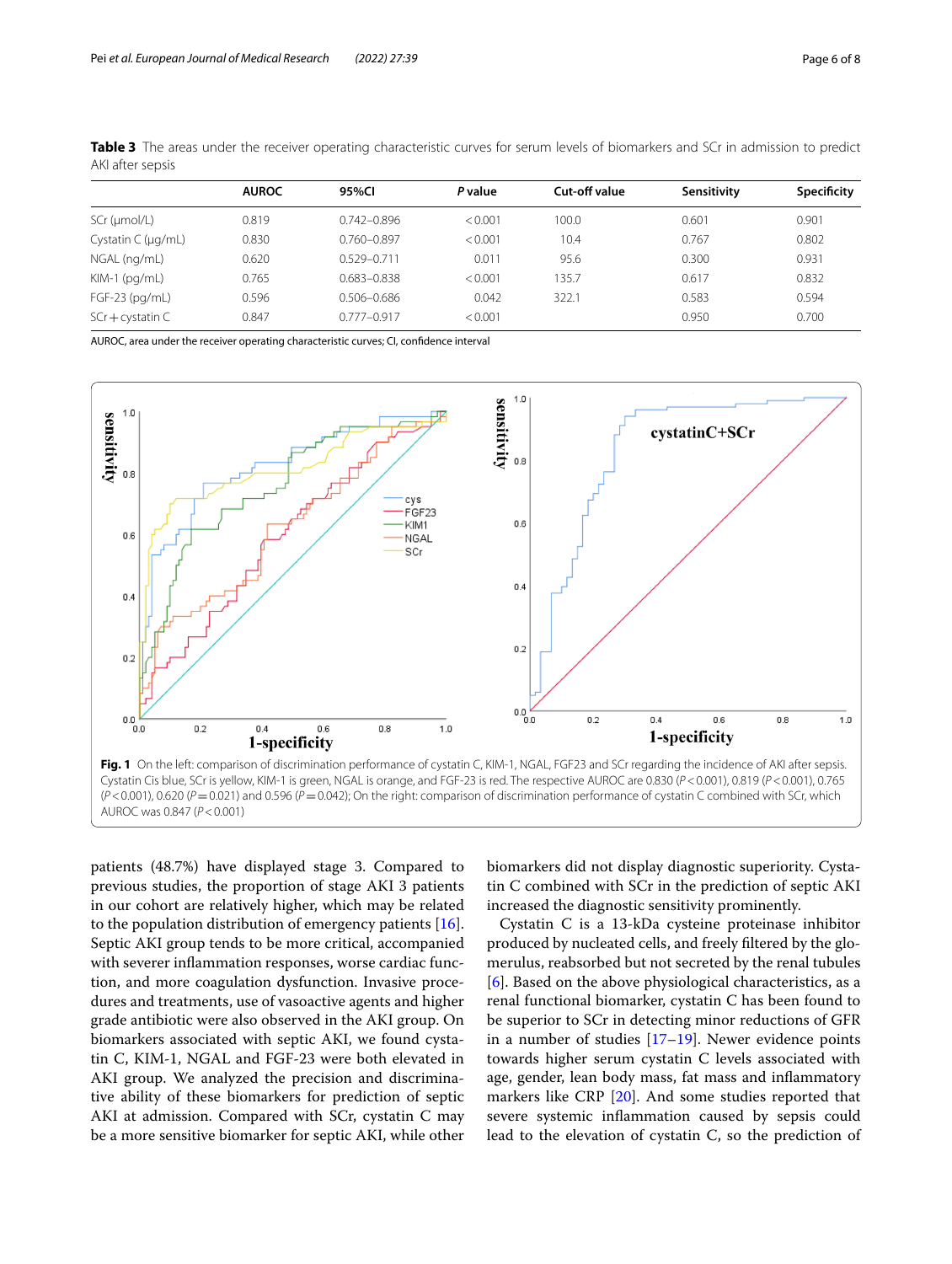**Table 3** The areas under the receiver operating characteristic curves for serum levels of biomarkers and SCr in admission to predict AKI after sepsis

| | AUROC | 95%CI | *P* value | Cut-off value | Sensitivity | Specificity |
|---|---|---|---|---|---|---|
| SCr (μmol/L) | 0.819 | 0.742–0.896 | < 0.001 | 100.0 | 0.601 | 0.901 |
| Cystatin C (μg/mL) | 0.830 | 0.760–0.897 | < 0.001 | 10.4 | 0.767 | 0.802 |
| NGAL (ng/mL) | 0.620 | 0.529–0.711 | 0.011 | 95.6 | 0.300 | 0.931 |
| KIM-1 (pg/mL) | 0.765 | 0.683–0.838 | < 0.001 | 135.7 | 0.617 | 0.832 |
| FGF-23 (pg/mL) | 0.596 | 0.506–0.686 | 0.042 | 322.1 | 0.583 | 0.594 |
| SCr + cystatin C | 0.847 | 0.777–0.917 | < 0.001 | | 0.950 | 0.700 |

AUROC, area under the receiver operating characteristic curves; CI, confidence interval

**Fig. 1** On the left: comparison of discrimination performance of cystatin C, KIM-1, NGAL, FGF23 and SCr regarding the incidence of AKI after sepsis. Cystatin Cis blue, SCr is yellow, KIM-1 is green, NGAL is orange, and FGF-23 is red. The respective AUROC are 0.830 ($P<0.001$), 0.819 ($P<0.001$), 0.765 ($P<0.001$), 0.620 ($P=0.021$) and 0.596 ($P=0.042$); On the right: comparison of discrimination performance of cystatin C combined with SCr, which AUROC was 0.847 ($P<0.001$)

patients (48.7%) have displayed stage 3. Compared to previous studies, the proportion of stage AKI 3 patients in our cohort are relatively higher, which may be related to the population distribution of emergency patients [16]. Septic AKI group tends to be more critical, accompanied with severer inflammation responses, worse cardiac function, and more coagulation dysfunction. Invasive procedures and treatments, use of vasoactive agents and higher grade antibiotic were also observed in the AKI group. On biomarkers associated with septic AKI, we found cystatin C, KIM-1, NGAL and FGF-23 were both elevated in AKI group. We analyzed the precision and discriminative ability of these biomarkers for prediction of septic AKI at admission. Compared with SCr, cystatin C may be a more sensitive biomarker for septic AKI, while other biomarkers did not display diagnostic superiority. Cystatin C combined with SCr in the prediction of septic AKI increased the diagnostic sensitivity prominently.

Cystatin C is a 13-kDa cysteine proteinase inhibitor produced by nucleated cells, and freely filtered by the glomerulus, reabsorbed but not secreted by the renal tubules [6]. Based on the above physiological characteristics, as a renal functional biomarker, cystatin C has been found to be superior to SCr in detecting minor reductions of GFR in a number of studies [17–19]. Newer evidence points towards higher serum cystatin C levels associated with age, gender, lean body mass, fat mass and inflammatory markers like CRP [20]. And some studies reported that severe systemic inflammation caused by sepsis could lead to the elevation of cystatin C, so the prediction of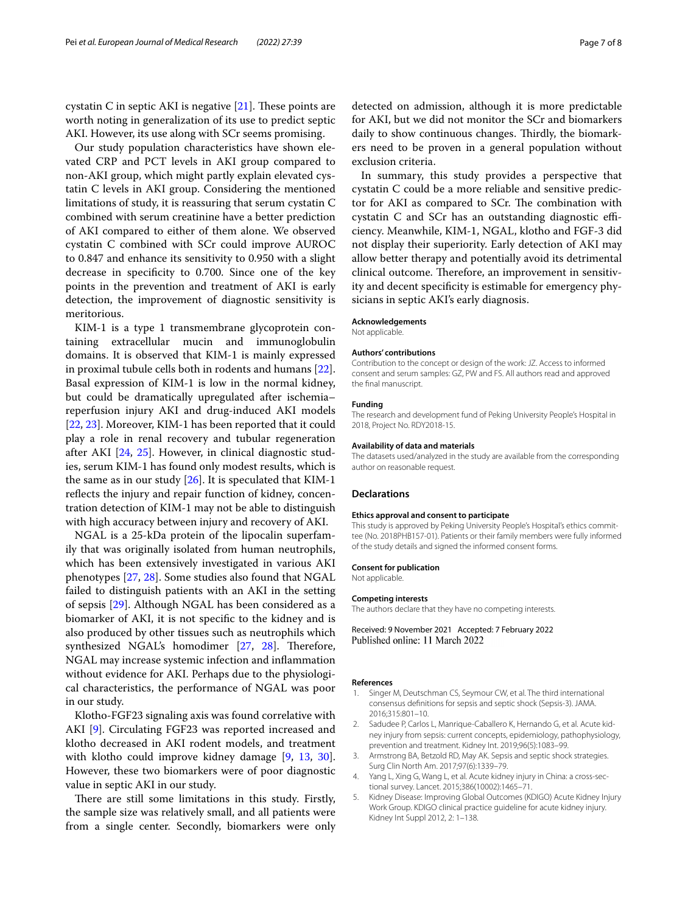cystatin C in septic AKI is negative [21]. These points are worth noting in generalization of its use to predict septic AKI. However, its use along with SCr seems promising.

Our study population characteristics have shown elevated CRP and PCT levels in AKI group compared to non-AKI group, which might partly explain elevated cystatin C levels in AKI group. Considering the mentioned limitations of study, it is reassuring that serum cystatin C combined with serum creatinine have a better prediction of AKI compared to either of them alone. We observed cystatin C combined with SCr could improve AUROC to 0.847 and enhance its sensitivity to 0.950 with a slight decrease in specificity to 0.700. Since one of the key points in the prevention and treatment of AKI is early detection, the improvement of diagnostic sensitivity is meritorious.

KIM-1 is a type 1 transmembrane glycoprotein containing extracellular mucin and immunoglobulin domains. It is observed that KIM-1 is mainly expressed in proximal tubule cells both in rodents and humans [22]. Basal expression of KIM-1 is low in the normal kidney, but could be dramatically upregulated after ischemia–reperfusion injury AKI and drug-induced AKI models [22, 23]. Moreover, KIM-1 has been reported that it could play a role in renal recovery and tubular regeneration after AKI [24, 25]. However, in clinical diagnostic studies, serum KIM-1 has found only modest results, which is the same as in our study [26]. It is speculated that KIM-1 reflects the injury and repair function of kidney, concentration detection of KIM-1 may not be able to distinguish with high accuracy between injury and recovery of AKI.

NGAL is a 25-kDa protein of the lipocalin superfamily that was originally isolated from human neutrophils, which has been extensively investigated in various AKI phenotypes [27, 28]. Some studies also found that NGAL failed to distinguish patients with an AKI in the setting of sepsis [29]. Although NGAL has been considered as a biomarker of AKI, it is not specific to the kidney and is also produced by other tissues such as neutrophils which synthesized NGAL's homodimer [27, 28]. Therefore, NGAL may increase systemic infection and inflammation without evidence for AKI. Perhaps due to the physiological characteristics, the performance of NGAL was poor in our study.

Klotho-FGF23 signaling axis was found correlative with AKI [9]. Circulating FGF23 was reported increased and klotho decreased in AKI rodent models, and treatment with klotho could improve kidney damage [9, 13, 30]. However, these two biomarkers were of poor diagnostic value in septic AKI in our study.

There are still some limitations in this study. Firstly, the sample size was relatively small, and all patients were from a single center. Secondly, biomarkers were only detected on admission, although it is more predictable for AKI, but we did not monitor the SCr and biomarkers daily to show continuous changes. Thirdly, the biomarkers need to be proven in a general population without exclusion criteria.

In summary, this study provides a perspective that cystatin C could be a more reliable and sensitive predictor for AKI as compared to SCr. The combination with cystatin C and SCr has an outstanding diagnostic efficiency. Meanwhile, KIM-1, NGAL, klotho and FGF-3 did not display their superiority. Early detection of AKI may allow better therapy and potentially avoid its detrimental clinical outcome. Therefore, an improvement in sensitivity and decent specificity is estimable for emergency physicians in septic AKI's early diagnosis.

#### Acknowledgements
Not applicable.

#### Authors' contributions
Contribution to the concept or design of the work: JZ. Access to informed consent and serum samples: GZ, PW and FS. All authors read and approved the final manuscript.

#### Funding
The research and development fund of Peking University People's Hospital in 2018, Project No. RDY2018-15.

#### Availability of data and materials
The datasets used/analyzed in the study are available from the corresponding author on reasonable request.

## Declarations

#### Ethics approval and consent to participate
This study is approved by Peking University People's Hospital's ethics committee (No. 2018PHB157-01). Patients or their family members were fully informed of the study details and signed the informed consent forms.

#### Consent for publication
Not applicable.

#### Competing interests
The authors declare that they have no competing interests.

Received: 9 November 2021 Accepted: 7 February 2022
Published online: 11 March 2022

#### References
1. Singer M, Deutschman CS, Seymour CW, et al. The third international consensus definitions for sepsis and septic shock (Sepsis-3). JAMA. 2016;315:801–10.
2. Sadudee P, Carlos L, Manrique-Caballero K, Hernando G, et al. Acute kidney injury from sepsis: current concepts, epidemiology, pathophysiology, prevention and treatment. Kidney Int. 2019;96(5):1083–99.
3. Armstrong BA, Betzold RD, May AK. Sepsis and septic shock strategies. Surg Clin North Am. 2017;97(6):1339–79.
4. Yang L, Xing G, Wang L, et al. Acute kidney injury in China: a cross-sectional survey. Lancet. 2015;386(10002):1465–71.
5. Kidney Disease: Improving Global Outcomes (KDIGO) Acute Kidney Injury Work Group. KDIGO clinical practice guideline for acute kidney injury. Kidney Int Suppl 2012, 2: 1–138.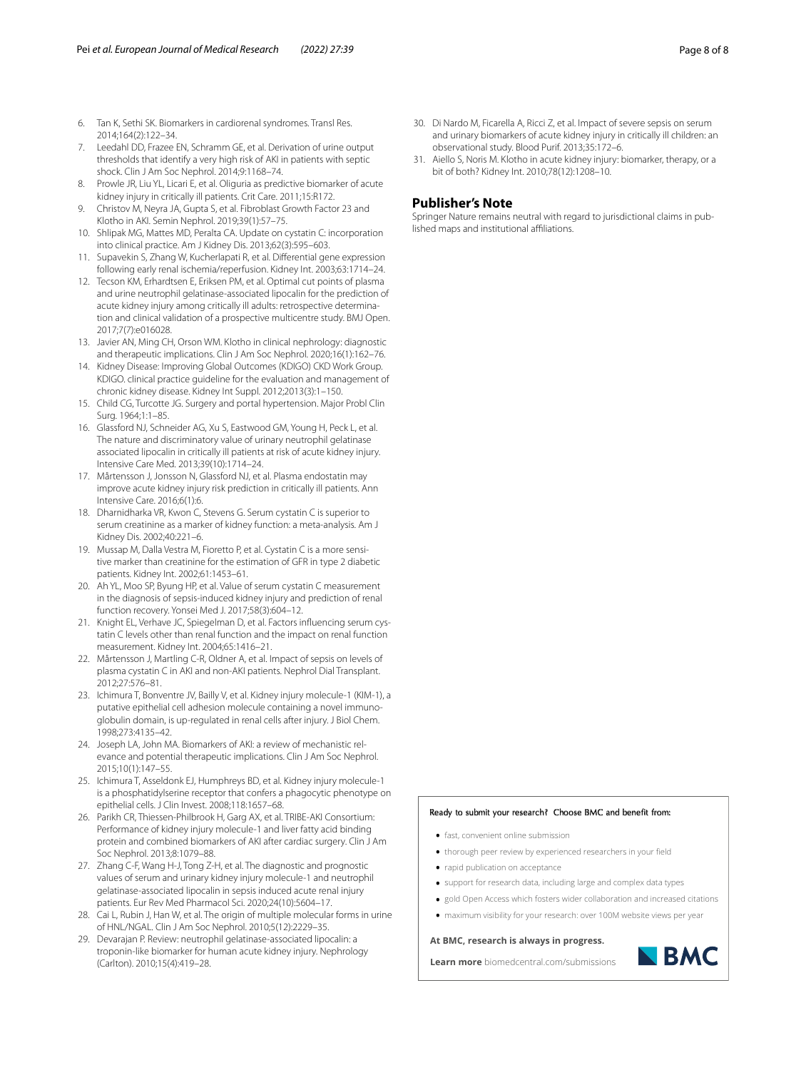6. Tan K, Sethi SK. Biomarkers in cardiorenal syndromes. Transl Res. 2014;164(2):122–34.
7. Leedahl DD, Frazee EN, Schramm GE, et al. Derivation of urine output thresholds that identify a very high risk of AKI in patients with septic shock. Clin J Am Soc Nephrol. 2014;9:1168–74.
8. Prowle JR, Liu YL, Licari E, et al. Oliguria as predictive biomarker of acute kidney injury in critically ill patients. Crit Care. 2011;15:R172.
9. Christov M, Neyra JA, Gupta S, et al. Fibroblast Growth Factor 23 and Klotho in AKI. Semin Nephrol. 2019;39(1):57–75.
10. Shlipak MG, Mattes MD, Peralta CA. Update on cystatin C: incorporation into clinical practice. Am J Kidney Dis. 2013;62(3):595–603.
11. Supavekin S, Zhang W, Kucherlapati R, et al. Differential gene expression following early renal ischemia/reperfusion. Kidney Int. 2003;63:1714–24.
12. Tecson KM, Erhardtsen E, Eriksen PM, et al. Optimal cut points of plasma and urine neutrophil gelatinase-associated lipocalin for the prediction of acute kidney injury among critically ill adults: retrospective determination and clinical validation of a prospective multicentre study. BMJ Open. 2017;7(7):e016028.
13. Javier AN, Ming CH, Orson WM. Klotho in clinical nephrology: diagnostic and therapeutic implications. Clin J Am Soc Nephrol. 2020;16(1):162–76.
14. Kidney Disease: Improving Global Outcomes (KDIGO) CKD Work Group. KDIGO. clinical practice guideline for the evaluation and management of chronic kidney disease. Kidney Int Suppl. 2012;2013(3):1–150.
15. Child CG, Turcotte JG. Surgery and portal hypertension. Major Probl Clin Surg. 1964;1:1–85.
16. Glassford NJ, Schneider AG, Xu S, Eastwood GM, Young H, Peck L, et al. The nature and discriminatory value of urinary neutrophil gelatinase associated lipocalin in critically ill patients at risk of acute kidney injury. Intensive Care Med. 2013;39(10):1714–24.
17. Mårtensson J, Jonsson N, Glassford NJ, et al. Plasma endostatin may improve acute kidney injury risk prediction in critically ill patients. Ann Intensive Care. 2016;6(1):6.
18. Dharnidharka VR, Kwon C, Stevens G. Serum cystatin C is superior to serum creatinine as a marker of kidney function: a meta-analysis. Am J Kidney Dis. 2002;40:221–6.
19. Mussap M, Dalla Vestra M, Fioretto P, et al. Cystatin C is a more sensitive marker than creatinine for the estimation of GFR in type 2 diabetic patients. Kidney Int. 2002;61:1453–61.
20. Ah YL, Moo SP, Byung HP, et al. Value of serum cystatin C measurement in the diagnosis of sepsis-induced kidney injury and prediction of renal function recovery. Yonsei Med J. 2017;58(3):604–12.
21. Knight EL, Verhave JC, Spiegelman D, et al. Factors influencing serum cystatin C levels other than renal function and the impact on renal function measurement. Kidney Int. 2004;65:1416–21.
22. Mårtensson J, Martling C-R, Oldner A, et al. Impact of sepsis on levels of plasma cystatin C in AKI and non-AKI patients. Nephrol Dial Transplant. 2012;27:576–81.
23. Ichimura T, Bonventre JV, Bailly V, et al. Kidney injury molecule-1 (KIM-1), a putative epithelial cell adhesion molecule containing a novel immunoglobulin domain, is up-regulated in renal cells after injury. J Biol Chem. 1998;273:4135–42.
24. Joseph LA, John MA. Biomarkers of AKI: a review of mechanistic relevance and potential therapeutic implications. Clin J Am Soc Nephrol. 2015;10(1):147–55.
25. Ichimura T, Asseldonk EJ, Humphreys BD, et al. Kidney injury molecule-1 is a phosphatidylserine receptor that confers a phagocytic phenotype on epithelial cells. J Clin Invest. 2008;118:1657–68.
26. Parikh CR, Thiessen-Philbrook H, Garg AX, et al. TRIBE-AKI Consortium: Performance of kidney injury molecule-1 and liver fatty acid binding protein and combined biomarkers of AKI after cardiac surgery. Clin J Am Soc Nephrol. 2013;8:1079–88.
27. Zhang C-F, Wang H-J, Tong Z-H, et al. The diagnostic and prognostic values of serum and urinary kidney injury molecule-1 and neutrophil gelatinase-associated lipocalin in sepsis induced acute renal injury patients. Eur Rev Med Pharmacol Sci. 2020;24(10):5604–17.
28. Cai L, Rubin J, Han W, et al. The origin of multiple molecular forms in urine of HNL/NGAL. Clin J Am Soc Nephrol. 2010;5(12):2229–35.
29. Devarajan P. Review: neutrophil gelatinase-associated lipocalin: a troponin-like biomarker for human acute kidney injury. Nephrology (Carlton). 2010;15(4):419–28.
30. Di Nardo M, Ficarella A, Ricci Z, et al. Impact of severe sepsis on serum and urinary biomarkers of acute kidney injury in critically ill children: an observational study. Blood Purif. 2013;35:172–6.
31. Aiello S, Noris M. Klotho in acute kidney injury: biomarker, therapy, or a bit of both? Kidney Int. 2010;78(12):1208–10.

## Publisher's Note

Springer Nature remains neutral with regard to jurisdictional claims in published maps and institutional affiliations.

Ready to submit your research? Choose BMC and benefit from:

- fast, convenient online submission
- thorough peer review by experienced researchers in your field
- rapid publication on acceptance
- support for research data, including large and complex data types
- gold Open Access which fosters wider collaboration and increased citations
- maximum visibility for your research: over 100M website views per year

**At BMC, research is always in progress.**

**Learn more** biomedcentral.com/submissions

BMC